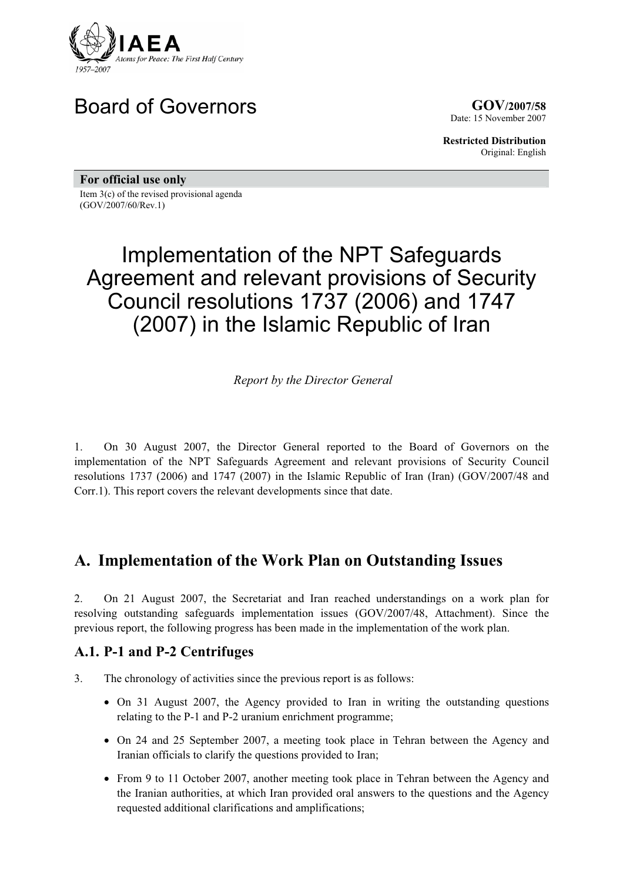IAEA

Atoms for Peace: The First Half Century

1957–2007

# Board of Governors

**GOV/2007/58**
Date: 15 November 2007

**Restricted Distribution**
Original: English

**For official use only**

Item 3(c) of the revised provisional agenda
(GOV/2007/60/Rev.1)

# Implementation of the NPT Safeguards Agreement and relevant provisions of Security Council resolutions 1737 (2006) and 1747 (2007) in the Islamic Republic of Iran

*Report by the Director General*

1. On 30 August 2007, the Director General reported to the Board of Governors on the implementation of the NPT Safeguards Agreement and relevant provisions of Security Council resolutions 1737 (2006) and 1747 (2007) in the Islamic Republic of Iran (Iran) (GOV/2007/48 and Corr.1). This report covers the relevant developments since that date.

## A. Implementation of the Work Plan on Outstanding Issues

2. On 21 August 2007, the Secretariat and Iran reached understandings on a work plan for resolving outstanding safeguards implementation issues (GOV/2007/48, Attachment). Since the previous report, the following progress has been made in the implementation of the work plan.

### A.1. P-1 and P-2 Centrifuges

3. The chronology of activities since the previous report is as follows:

- On 31 August 2007, the Agency provided to Iran in writing the outstanding questions relating to the P-1 and P-2 uranium enrichment programme;
- On 24 and 25 September 2007, a meeting took place in Tehran between the Agency and Iranian officials to clarify the questions provided to Iran;
- From 9 to 11 October 2007, another meeting took place in Tehran between the Agency and the Iranian authorities, at which Iran provided oral answers to the questions and the Agency requested additional clarifications and amplifications;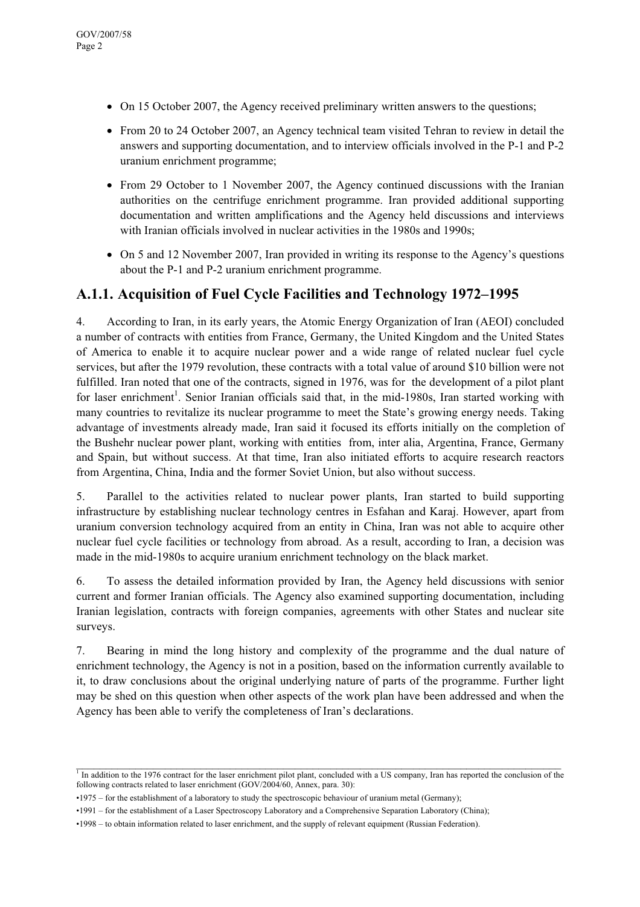- On 15 October 2007, the Agency received preliminary written answers to the questions;
- From 20 to 24 October 2007, an Agency technical team visited Tehran to review in detail the answers and supporting documentation, and to interview officials involved in the P-1 and P-2 uranium enrichment programme;
- From 29 October to 1 November 2007, the Agency continued discussions with the Iranian authorities on the centrifuge enrichment programme. Iran provided additional supporting documentation and written amplifications and the Agency held discussions and interviews with Iranian officials involved in nuclear activities in the 1980s and 1990s;
- On 5 and 12 November 2007, Iran provided in writing its response to the Agency's questions about the P-1 and P-2 uranium enrichment programme.

## A.1.1. Acquisition of Fuel Cycle Facilities and Technology 1972–1995

4. According to Iran, in its early years, the Atomic Energy Organization of Iran (AEOI) concluded a number of contracts with entities from France, Germany, the United Kingdom and the United States of America to enable it to acquire nuclear power and a wide range of related nuclear fuel cycle services, but after the 1979 revolution, these contracts with a total value of around $10 billion were not fulfilled. Iran noted that one of the contracts, signed in 1976, was for the development of a pilot plant for laser enrichment[1]. Senior Iranian officials said that, in the mid-1980s, Iran started working with many countries to revitalize its nuclear programme to meet the State's growing energy needs. Taking advantage of investments already made, Iran said it focused its efforts initially on the completion of the Bushehr nuclear power plant, working with entities from, inter alia, Argentina, France, Germany and Spain, but without success. At that time, Iran also initiated efforts to acquire research reactors from Argentina, China, India and the former Soviet Union, but also without success.

5. Parallel to the activities related to nuclear power plants, Iran started to build supporting infrastructure by establishing nuclear technology centres in Esfahan and Karaj. However, apart from uranium conversion technology acquired from an entity in China, Iran was not able to acquire other nuclear fuel cycle facilities or technology from abroad. As a result, according to Iran, a decision was made in the mid-1980s to acquire uranium enrichment technology on the black market.

6. To assess the detailed information provided by Iran, the Agency held discussions with senior current and former Iranian officials. The Agency also examined supporting documentation, including Iranian legislation, contracts with foreign companies, agreements with other States and nuclear site surveys.

7. Bearing in mind the long history and complexity of the programme and the dual nature of enrichment technology, the Agency is not in a position, based on the information currently available to it, to draw conclusions about the original underlying nature of parts of the programme. Further light may be shed on this question when other aspects of the work plan have been addressed and when the Agency has been able to verify the completeness of Iran's declarations.

---

[1] In addition to the 1976 contract for the laser enrichment pilot plant, concluded with a US company, Iran has reported the conclusion of the following contracts related to laser enrichment (GOV/2004/60, Annex, para. 30):

- 1975 – for the establishment of a laboratory to study the spectroscopic behaviour of uranium metal (Germany);
- 1991 – for the establishment of a Laser Spectroscopy Laboratory and a Comprehensive Separation Laboratory (China);
- 1998 – to obtain information related to laser enrichment, and the supply of relevant equipment (Russian Federation).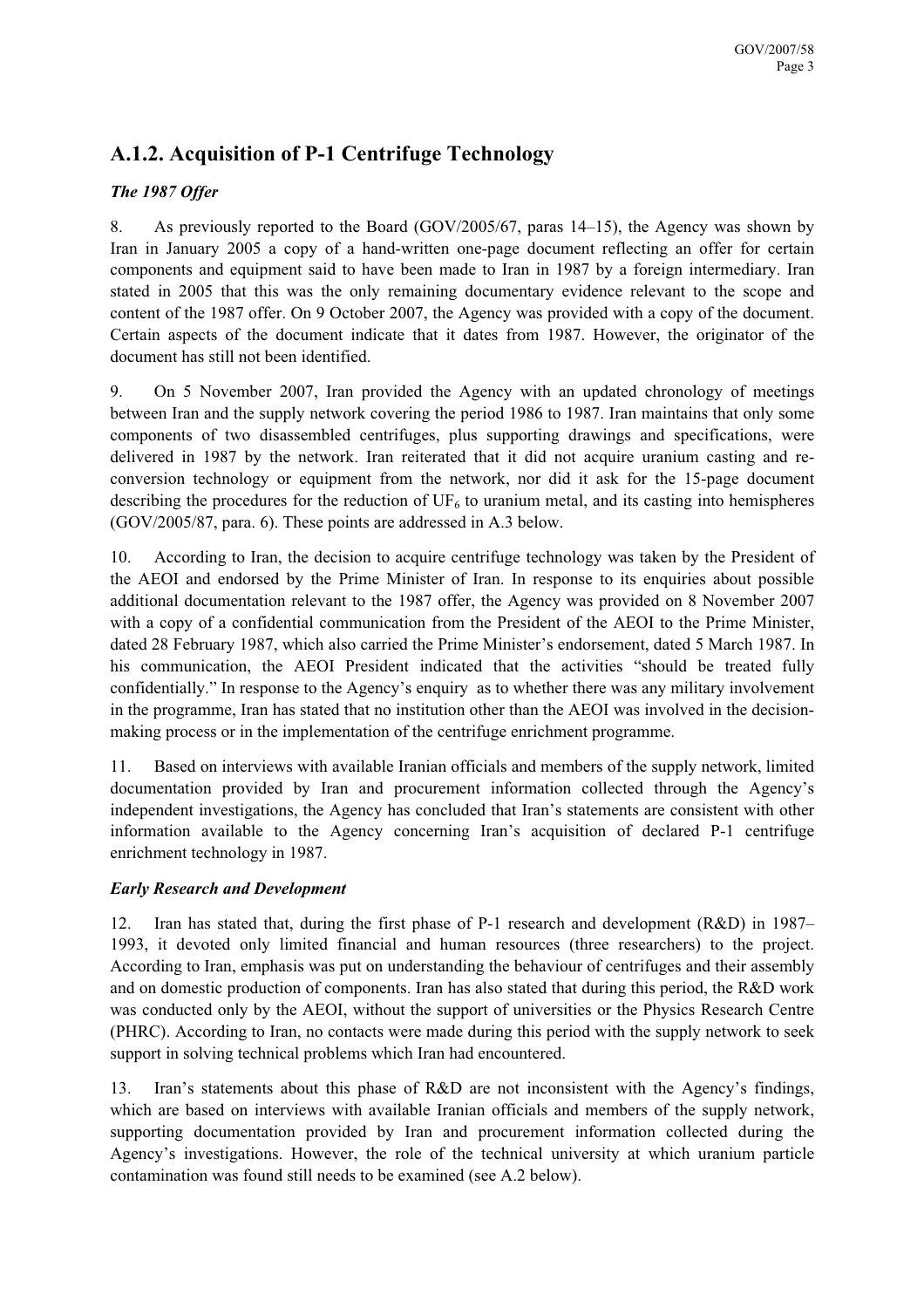## A.1.2. Acquisition of P-1 Centrifuge Technology

### *The 1987 Offer*

8. As previously reported to the Board (GOV/2005/67, paras 14–15), the Agency was shown by Iran in January 2005 a copy of a hand-written one-page document reflecting an offer for certain components and equipment said to have been made to Iran in 1987 by a foreign intermediary. Iran stated in 2005 that this was the only remaining documentary evidence relevant to the scope and content of the 1987 offer. On 9 October 2007, the Agency was provided with a copy of the document. Certain aspects of the document indicate that it dates from 1987. However, the originator of the document has still not been identified.

9. On 5 November 2007, Iran provided the Agency with an updated chronology of meetings between Iran and the supply network covering the period 1986 to 1987. Iran maintains that only some components of two disassembled centrifuges, plus supporting drawings and specifications, were delivered in 1987 by the network. Iran reiterated that it did not acquire uranium casting and re-conversion technology or equipment from the network, nor did it ask for the 15-page document describing the procedures for the reduction of $UF_6$ to uranium metal, and its casting into hemispheres (GOV/2005/87, para. 6). These points are addressed in A.3 below.

10. According to Iran, the decision to acquire centrifuge technology was taken by the President of the AEOI and endorsed by the Prime Minister of Iran. In response to its enquiries about possible additional documentation relevant to the 1987 offer, the Agency was provided on 8 November 2007 with a copy of a confidential communication from the President of the AEOI to the Prime Minister, dated 28 February 1987, which also carried the Prime Minister's endorsement, dated 5 March 1987. In his communication, the AEOI President indicated that the activities "should be treated fully confidentially." In response to the Agency's enquiry as to whether there was any military involvement in the programme, Iran has stated that no institution other than the AEOI was involved in the decision-making process or in the implementation of the centrifuge enrichment programme.

11. Based on interviews with available Iranian officials and members of the supply network, limited documentation provided by Iran and procurement information collected through the Agency's independent investigations, the Agency has concluded that Iran's statements are consistent with other information available to the Agency concerning Iran's acquisition of declared P-1 centrifuge enrichment technology in 1987.

### *Early Research and Development*

12. Iran has stated that, during the first phase of P-1 research and development (R&D) in 1987–1993, it devoted only limited financial and human resources (three researchers) to the project. According to Iran, emphasis was put on understanding the behaviour of centrifuges and their assembly and on domestic production of components. Iran has also stated that during this period, the R&D work was conducted only by the AEOI, without the support of universities or the Physics Research Centre (PHRC). According to Iran, no contacts were made during this period with the supply network to seek support in solving technical problems which Iran had encountered.

13. Iran's statements about this phase of R&D are not inconsistent with the Agency's findings, which are based on interviews with available Iranian officials and members of the supply network, supporting documentation provided by Iran and procurement information collected during the Agency's investigations. However, the role of the technical university at which uranium particle contamination was found still needs to be examined (see A.2 below).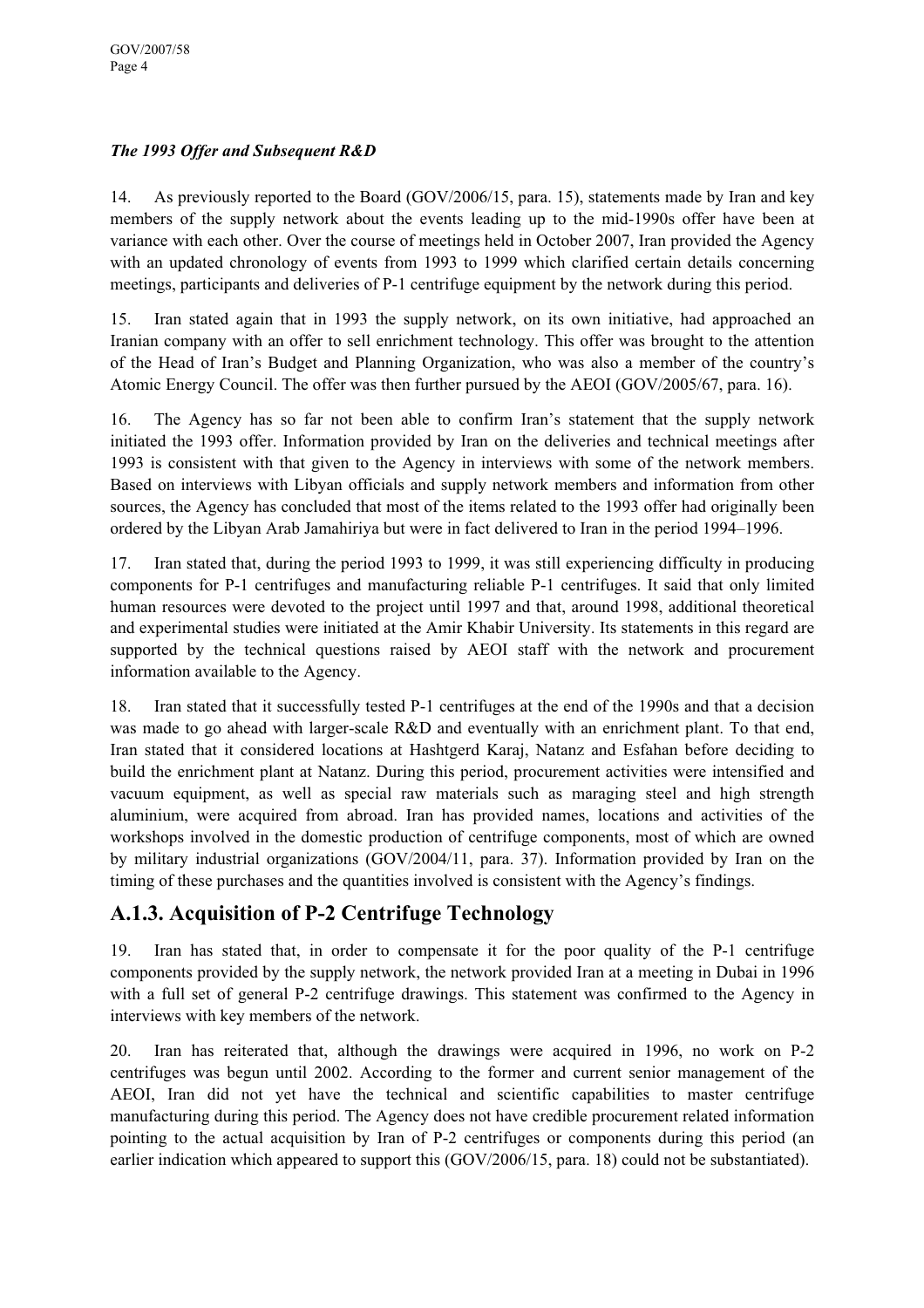*The 1993 Offer and Subsequent R&D*

14. As previously reported to the Board (GOV/2006/15, para. 15), statements made by Iran and key members of the supply network about the events leading up to the mid-1990s offer have been at variance with each other. Over the course of meetings held in October 2007, Iran provided the Agency with an updated chronology of events from 1993 to 1999 which clarified certain details concerning meetings, participants and deliveries of P-1 centrifuge equipment by the network during this period.

15. Iran stated again that in 1993 the supply network, on its own initiative, had approached an Iranian company with an offer to sell enrichment technology. This offer was brought to the attention of the Head of Iran's Budget and Planning Organization, who was also a member of the country's Atomic Energy Council. The offer was then further pursued by the AEOI (GOV/2005/67, para. 16).

16. The Agency has so far not been able to confirm Iran's statement that the supply network initiated the 1993 offer. Information provided by Iran on the deliveries and technical meetings after 1993 is consistent with that given to the Agency in interviews with some of the network members. Based on interviews with Libyan officials and supply network members and information from other sources, the Agency has concluded that most of the items related to the 1993 offer had originally been ordered by the Libyan Arab Jamahiriya but were in fact delivered to Iran in the period 1994–1996.

17. Iran stated that, during the period 1993 to 1999, it was still experiencing difficulty in producing components for P-1 centrifuges and manufacturing reliable P-1 centrifuges. It said that only limited human resources were devoted to the project until 1997 and that, around 1998, additional theoretical and experimental studies were initiated at the Amir Khabir University. Its statements in this regard are supported by the technical questions raised by AEOI staff with the network and procurement information available to the Agency.

18. Iran stated that it successfully tested P-1 centrifuges at the end of the 1990s and that a decision was made to go ahead with larger-scale R&D and eventually with an enrichment plant. To that end, Iran stated that it considered locations at Hashtgerd Karaj, Natanz and Esfahan before deciding to build the enrichment plant at Natanz. During this period, procurement activities were intensified and vacuum equipment, as well as special raw materials such as maraging steel and high strength aluminium, were acquired from abroad. Iran has provided names, locations and activities of the workshops involved in the domestic production of centrifuge components, most of which are owned by military industrial organizations (GOV/2004/11, para. 37). Information provided by Iran on the timing of these purchases and the quantities involved is consistent with the Agency's findings.

## A.1.3. Acquisition of P-2 Centrifuge Technology

19. Iran has stated that, in order to compensate it for the poor quality of the P-1 centrifuge components provided by the supply network, the network provided Iran at a meeting in Dubai in 1996 with a full set of general P-2 centrifuge drawings. This statement was confirmed to the Agency in interviews with key members of the network.

20. Iran has reiterated that, although the drawings were acquired in 1996, no work on P-2 centrifuges was begun until 2002. According to the former and current senior management of the AEOI, Iran did not yet have the technical and scientific capabilities to master centrifuge manufacturing during this period. The Agency does not have credible procurement related information pointing to the actual acquisition by Iran of P-2 centrifuges or components during this period (an earlier indication which appeared to support this (GOV/2006/15, para. 18) could not be substantiated).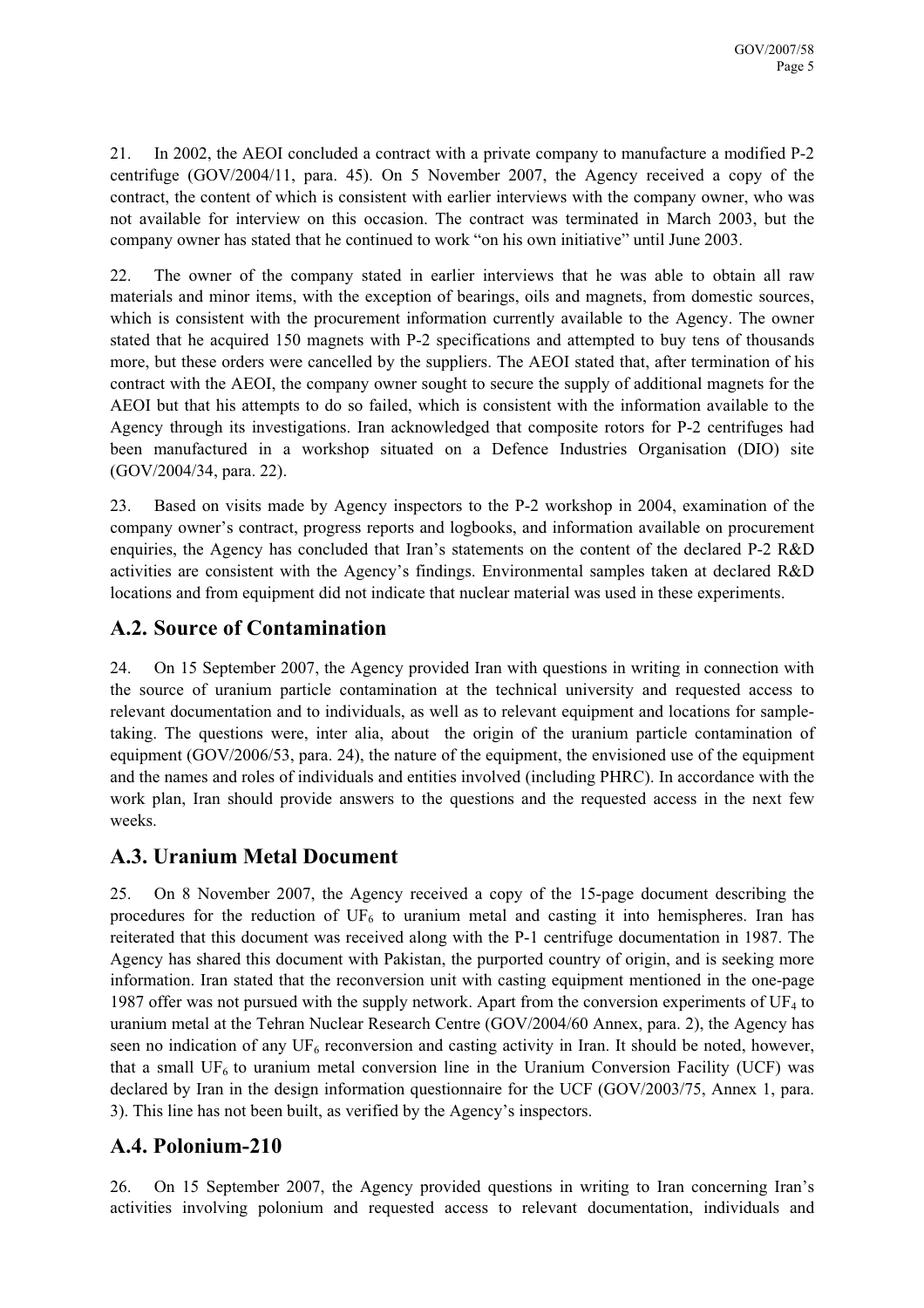21. In 2002, the AEOI concluded a contract with a private company to manufacture a modified P-2 centrifuge (GOV/2004/11, para. 45). On 5 November 2007, the Agency received a copy of the contract, the content of which is consistent with earlier interviews with the company owner, who was not available for interview on this occasion. The contract was terminated in March 2003, but the company owner has stated that he continued to work "on his own initiative" until June 2003.

22. The owner of the company stated in earlier interviews that he was able to obtain all raw materials and minor items, with the exception of bearings, oils and magnets, from domestic sources, which is consistent with the procurement information currently available to the Agency. The owner stated that he acquired 150 magnets with P-2 specifications and attempted to buy tens of thousands more, but these orders were cancelled by the suppliers. The AEOI stated that, after termination of his contract with the AEOI, the company owner sought to secure the supply of additional magnets for the AEOI but that his attempts to do so failed, which is consistent with the information available to the Agency through its investigations. Iran acknowledged that composite rotors for P-2 centrifuges had been manufactured in a workshop situated on a Defence Industries Organisation (DIO) site (GOV/2004/34, para. 22).

23. Based on visits made by Agency inspectors to the P-2 workshop in 2004, examination of the company owner's contract, progress reports and logbooks, and information available on procurement enquiries, the Agency has concluded that Iran's statements on the content of the declared P-2 R&D activities are consistent with the Agency's findings. Environmental samples taken at declared R&D locations and from equipment did not indicate that nuclear material was used in these experiments.

## A.2. Source of Contamination

24. On 15 September 2007, the Agency provided Iran with questions in writing in connection with the source of uranium particle contamination at the technical university and requested access to relevant documentation and to individuals, as well as to relevant equipment and locations for sample-taking. The questions were, inter alia, about the origin of the uranium particle contamination of equipment (GOV/2006/53, para. 24), the nature of the equipment, the envisioned use of the equipment and the names and roles of individuals and entities involved (including PHRC). In accordance with the work plan, Iran should provide answers to the questions and the requested access in the next few weeks.

## A.3. Uranium Metal Document

25. On 8 November 2007, the Agency received a copy of the 15-page document describing the procedures for the reduction of $UF_6$ to uranium metal and casting it into hemispheres. Iran has reiterated that this document was received along with the P-1 centrifuge documentation in 1987. The Agency has shared this document with Pakistan, the purported country of origin, and is seeking more information. Iran stated that the reconversion unit with casting equipment mentioned in the one-page 1987 offer was not pursued with the supply network. Apart from the conversion experiments of $UF_4$ to uranium metal at the Tehran Nuclear Research Centre (GOV/2004/60 Annex, para. 2), the Agency has seen no indication of any $UF_6$ reconversion and casting activity in Iran. It should be noted, however, that a small $UF_6$ to uranium metal conversion line in the Uranium Conversion Facility (UCF) was declared by Iran in the design information questionnaire for the UCF (GOV/2003/75, Annex 1, para. 3). This line has not been built, as verified by the Agency's inspectors.

## A.4. Polonium-210

26. On 15 September 2007, the Agency provided questions in writing to Iran concerning Iran's activities involving polonium and requested access to relevant documentation, individuals and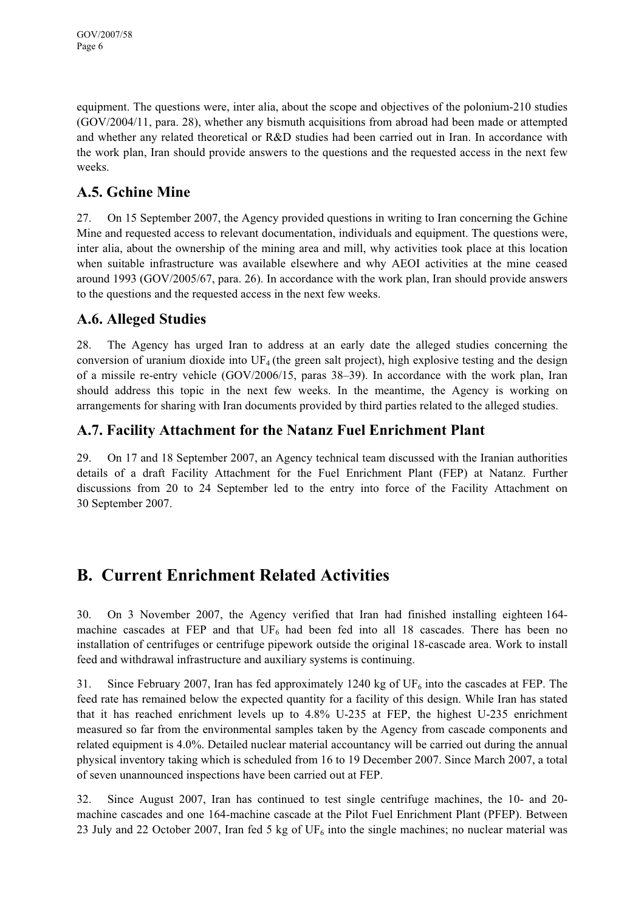equipment. The questions were, inter alia, about the scope and objectives of the polonium-210 studies (GOV/2004/11, para. 28), whether any bismuth acquisitions from abroad had been made or attempted and whether any related theoretical or R&D studies had been carried out in Iran. In accordance with the work plan, Iran should provide answers to the questions and the requested access in the next few weeks.

### A.5. Gchine Mine

27. On 15 September 2007, the Agency provided questions in writing to Iran concerning the Gchine Mine and requested access to relevant documentation, individuals and equipment. The questions were, inter alia, about the ownership of the mining area and mill, why activities took place at this location when suitable infrastructure was available elsewhere and why AEOI activities at the mine ceased around 1993 (GOV/2005/67, para. 26). In accordance with the work plan, Iran should provide answers to the questions and the requested access in the next few weeks.

### A.6. Alleged Studies

28. The Agency has urged Iran to address at an early date the alleged studies concerning the conversion of uranium dioxide into $UF_4$ (the green salt project), high explosive testing and the design of a missile re-entry vehicle (GOV/2006/15, paras 38–39). In accordance with the work plan, Iran should address this topic in the next few weeks. In the meantime, the Agency is working on arrangements for sharing with Iran documents provided by third parties related to the alleged studies.

### A.7. Facility Attachment for the Natanz Fuel Enrichment Plant

29. On 17 and 18 September 2007, an Agency technical team discussed with the Iranian authorities details of a draft Facility Attachment for the Fuel Enrichment Plant (FEP) at Natanz. Further discussions from 20 to 24 September led to the entry into force of the Facility Attachment on 30 September 2007.

## B. Current Enrichment Related Activities

30. On 3 November 2007, the Agency verified that Iran had finished installing eighteen 164-machine cascades at FEP and that $UF_6$ had been fed into all 18 cascades. There has been no installation of centrifuges or centrifuge pipework outside the original 18-cascade area. Work to install feed and withdrawal infrastructure and auxiliary systems is continuing.

31. Since February 2007, Iran has fed approximately 1240 kg of $UF_6$ into the cascades at FEP. The feed rate has remained below the expected quantity for a facility of this design. While Iran has stated that it has reached enrichment levels up to 4.8% U-235 at FEP, the highest U-235 enrichment measured so far from the environmental samples taken by the Agency from cascade components and related equipment is 4.0%. Detailed nuclear material accountancy will be carried out during the annual physical inventory taking which is scheduled from 16 to 19 December 2007. Since March 2007, a total of seven unannounced inspections have been carried out at FEP.

32. Since August 2007, Iran has continued to test single centrifuge machines, the 10- and 20-machine cascades and one 164-machine cascade at the Pilot Fuel Enrichment Plant (PFEP). Between 23 July and 22 October 2007, Iran fed 5 kg of $UF_6$ into the single machines; no nuclear material was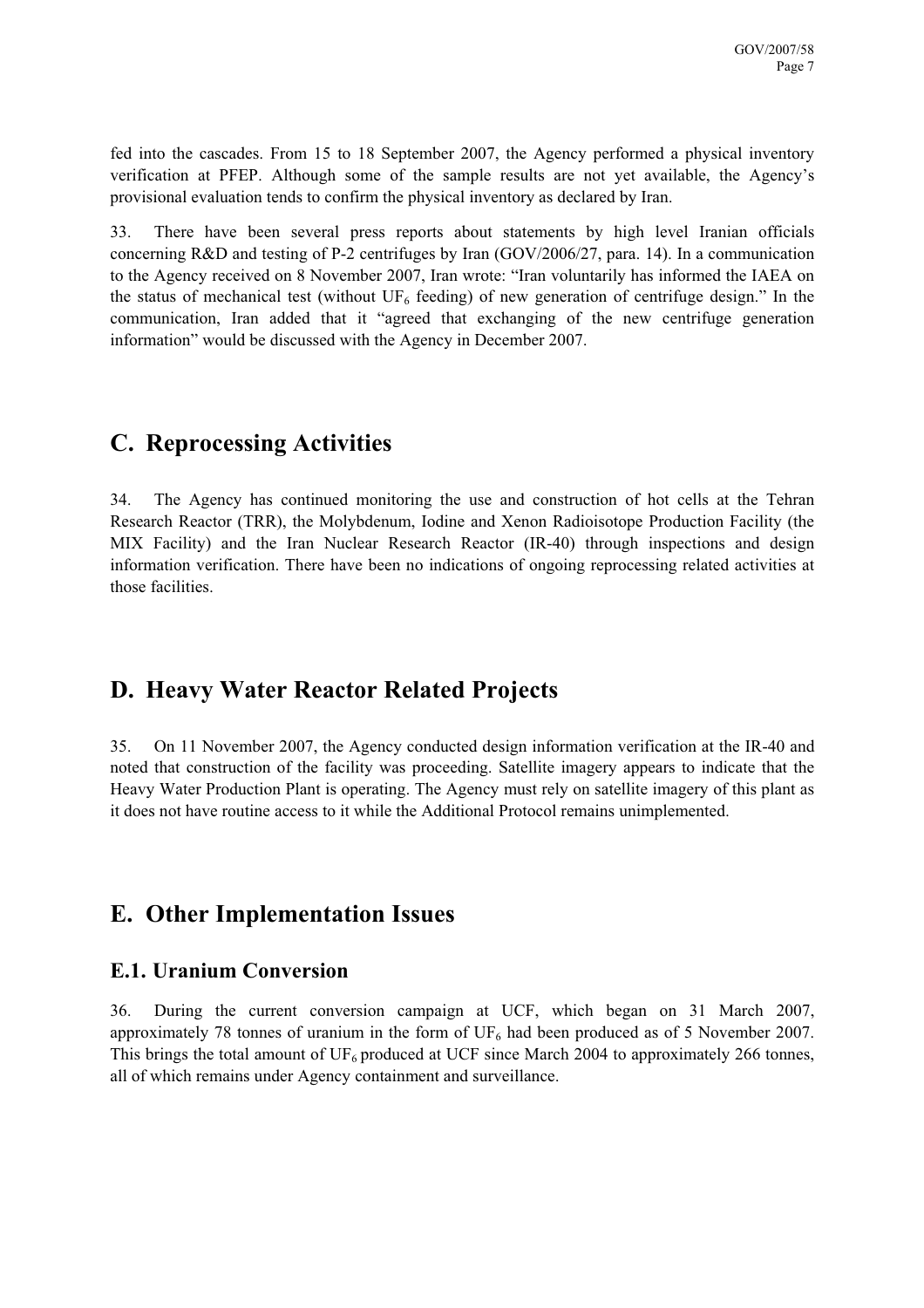fed into the cascades. From 15 to 18 September 2007, the Agency performed a physical inventory verification at PFEP. Although some of the sample results are not yet available, the Agency's provisional evaluation tends to confirm the physical inventory as declared by Iran.

33. There have been several press reports about statements by high level Iranian officials concerning R&D and testing of P-2 centrifuges by Iran (GOV/2006/27, para. 14). In a communication to the Agency received on 8 November 2007, Iran wrote: "Iran voluntarily has informed the IAEA on the status of mechanical test (without $UF_6$ feeding) of new generation of centrifuge design." In the communication, Iran added that it "agreed that exchanging of the new centrifuge generation information" would be discussed with the Agency in December 2007.

## C. Reprocessing Activities

34. The Agency has continued monitoring the use and construction of hot cells at the Tehran Research Reactor (TRR), the Molybdenum, Iodine and Xenon Radioisotope Production Facility (the MIX Facility) and the Iran Nuclear Research Reactor (IR-40) through inspections and design information verification. There have been no indications of ongoing reprocessing related activities at those facilities.

## D. Heavy Water Reactor Related Projects

35. On 11 November 2007, the Agency conducted design information verification at the IR-40 and noted that construction of the facility was proceeding. Satellite imagery appears to indicate that the Heavy Water Production Plant is operating. The Agency must rely on satellite imagery of this plant as it does not have routine access to it while the Additional Protocol remains unimplemented.

## E. Other Implementation Issues

### E.1. Uranium Conversion

36. During the current conversion campaign at UCF, which began on 31 March 2007, approximately 78 tonnes of uranium in the form of $UF_6$ had been produced as of 5 November 2007. This brings the total amount of $UF_6$ produced at UCF since March 2004 to approximately 266 tonnes, all of which remains under Agency containment and surveillance.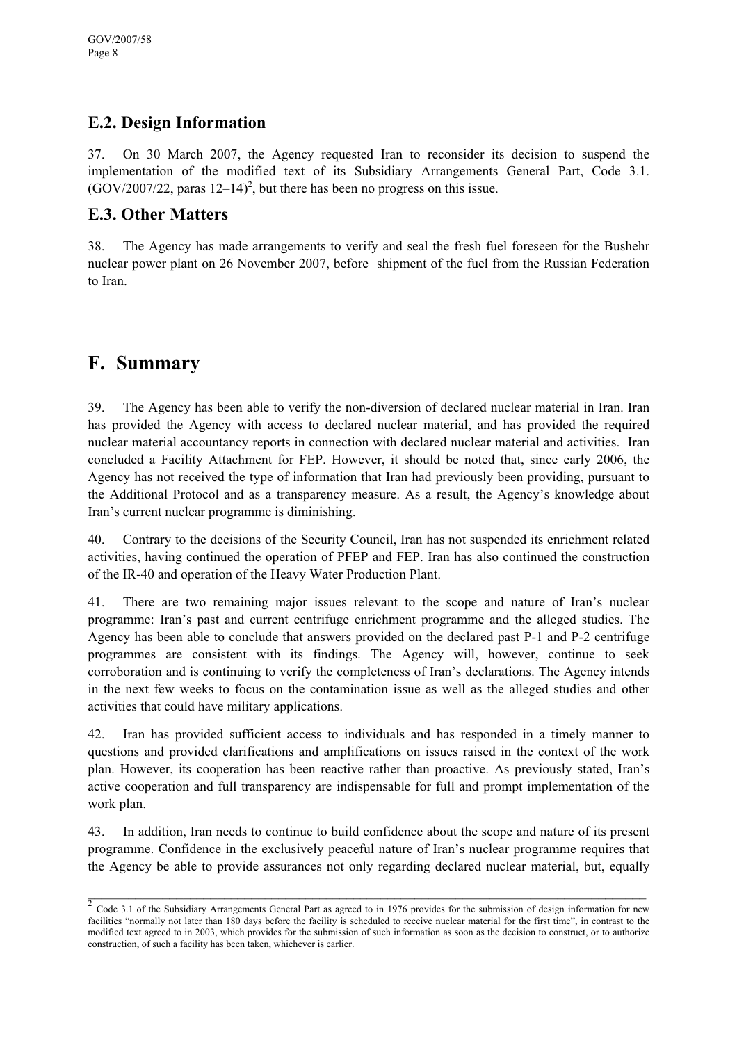## E.2. Design Information

37. On 30 March 2007, the Agency requested Iran to reconsider its decision to suspend the implementation of the modified text of its Subsidiary Arrangements General Part, Code 3.1. (GOV/2007/22, paras 12–14)[2], but there has been no progress on this issue.

## E.3. Other Matters

38. The Agency has made arrangements to verify and seal the fresh fuel foreseen for the Bushehr nuclear power plant on 26 November 2007, before shipment of the fuel from the Russian Federation to Iran.

# F. Summary

39. The Agency has been able to verify the non-diversion of declared nuclear material in Iran. Iran has provided the Agency with access to declared nuclear material, and has provided the required nuclear material accountancy reports in connection with declared nuclear material and activities. Iran concluded a Facility Attachment for FEP. However, it should be noted that, since early 2006, the Agency has not received the type of information that Iran had previously been providing, pursuant to the Additional Protocol and as a transparency measure. As a result, the Agency's knowledge about Iran's current nuclear programme is diminishing.

40. Contrary to the decisions of the Security Council, Iran has not suspended its enrichment related activities, having continued the operation of PFEP and FEP. Iran has also continued the construction of the IR-40 and operation of the Heavy Water Production Plant.

41. There are two remaining major issues relevant to the scope and nature of Iran's nuclear programme: Iran's past and current centrifuge enrichment programme and the alleged studies. The Agency has been able to conclude that answers provided on the declared past P-1 and P-2 centrifuge programmes are consistent with its findings. The Agency will, however, continue to seek corroboration and is continuing to verify the completeness of Iran's declarations. The Agency intends in the next few weeks to focus on the contamination issue as well as the alleged studies and other activities that could have military applications.

42. Iran has provided sufficient access to individuals and has responded in a timely manner to questions and provided clarifications and amplifications on issues raised in the context of the work plan. However, its cooperation has been reactive rather than proactive. As previously stated, Iran's active cooperation and full transparency are indispensable for full and prompt implementation of the work plan.

43. In addition, Iran needs to continue to build confidence about the scope and nature of its present programme. Confidence in the exclusively peaceful nature of Iran's nuclear programme requires that the Agency be able to provide assurances not only regarding declared nuclear material, but, equally

---

[2] Code 3.1 of the Subsidiary Arrangements General Part as agreed to in 1976 provides for the submission of design information for new facilities "normally not later than 180 days before the facility is scheduled to receive nuclear material for the first time", in contrast to the modified text agreed to in 2003, which provides for the submission of such information as soon as the decision to construct, or to authorize construction, of such a facility has been taken, whichever is earlier.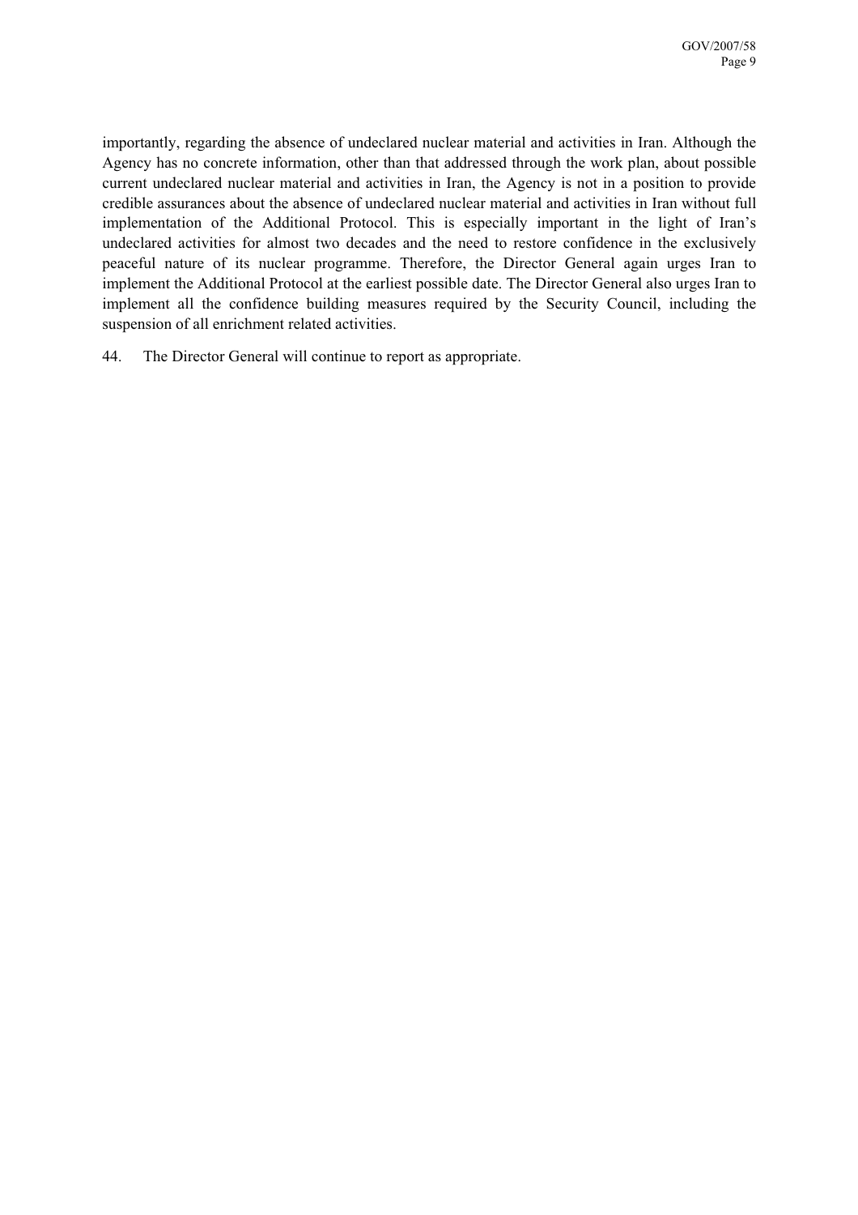importantly, regarding the absence of undeclared nuclear material and activities in Iran. Although the Agency has no concrete information, other than that addressed through the work plan, about possible current undeclared nuclear material and activities in Iran, the Agency is not in a position to provide credible assurances about the absence of undeclared nuclear material and activities in Iran without full implementation of the Additional Protocol. This is especially important in the light of Iran's undeclared activities for almost two decades and the need to restore confidence in the exclusively peaceful nature of its nuclear programme. Therefore, the Director General again urges Iran to implement the Additional Protocol at the earliest possible date. The Director General also urges Iran to implement all the confidence building measures required by the Security Council, including the suspension of all enrichment related activities.

44. The Director General will continue to report as appropriate.